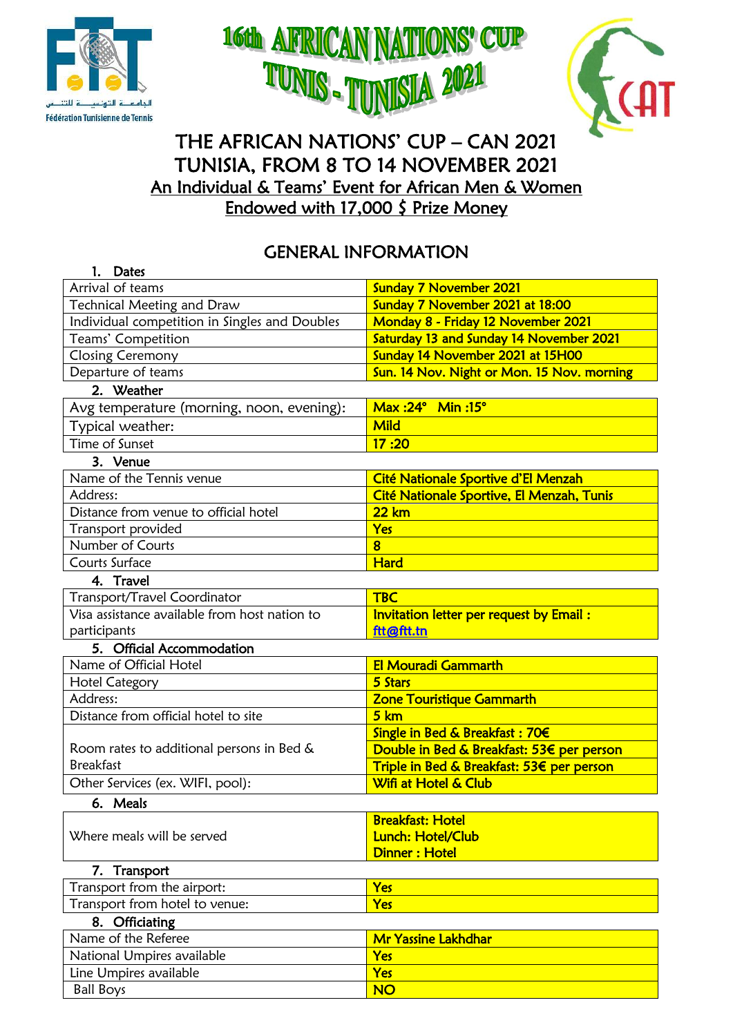الجامعة التونسية للتنس
Fédération Tunisienne de Tennis

# 16th AFRICAN NATIONS' CUP TUNIS - TUNISIA 2021

CAT

# THE AFRICAN NATIONS' CUP – CAN 2021
# TUNISIA, FROM 8 TO 14 NOVEMBER 2021

An Individual & Teams' Event for African Men & Women

Endowed with 17,000 $ Prize Money

## GENERAL INFORMATION

**1. Dates**

| | |
|---|---|
| Arrival of teams | **Sunday 7 November 2021** |
| Technical Meeting and Draw | **Sunday 7 November 2021 at 18:00** |
| Individual competition in Singles and Doubles | **Monday 8 - Friday 12 November 2021** |
| Teams' Competition | **Saturday 13 and Sunday 14 November 2021** |
| Closing Ceremony | **Sunday 14 November 2021 at 15H00** |
| Departure of teams | **Sun. 14 Nov. Night or Mon. 15 Nov. morning** |

**2. Weather**

| | |
|---|---|
| Avg temperature (morning, noon, evening): | **Max :24° Min :15°** |
| Typical weather: | **Mild** |
| Time of Sunset | **17 :20** |

**3. Venue**

| | |
|---|---|
| Name of the Tennis venue | **Cité Nationale Sportive d'El Menzah** |
| Address: | **Cité Nationale Sportive, El Menzah, Tunis** |
| Distance from venue to official hotel | **22 km** |
| Transport provided | **Yes** |
| Number of Courts | **8** |
| Courts Surface | **Hard** |

**4. Travel**

| | |
|---|---|
| Transport/Travel Coordinator | **TBC** |
| Visa assistance available from host nation to participants | **Invitation letter per request by Email : ftt@ftt.tn** |

**5. Official Accommodation**

| | |
|---|---|
| Name of Official Hotel | **El Mouradi Gammarth** |
| Hotel Category | **5 Stars** |
| Address: | **Zone Touristique Gammarth** |
| Distance from official hotel to site | **5 km** |
| Room rates to additional persons in Bed & Breakfast | **Single in Bed & Breakfast : 70€**<br>**Double in Bed & Breakfast: 53€ per person**<br>**Triple in Bed & Breakfast: 53€ per person** |
| Other Services (ex. WIFI, pool): | **Wifi at Hotel & Club** |

**6. Meals**

| | |
|---|---|
| Where meals will be served | **Breakfast: Hotel**<br>**Lunch: Hotel/Club**<br>**Dinner : Hotel** |

**7. Transport**

| | |
|---|---|
| Transport from the airport: | **Yes** |
| Transport from hotel to venue: | **Yes** |

**8. Officiating**

| | |
|---|---|
| Name of the Referee | **Mr Yassine Lakhdhar** |
| National Umpires available | **Yes** |
| Line Umpires available | **Yes** |
| Ball Boys | **NO** |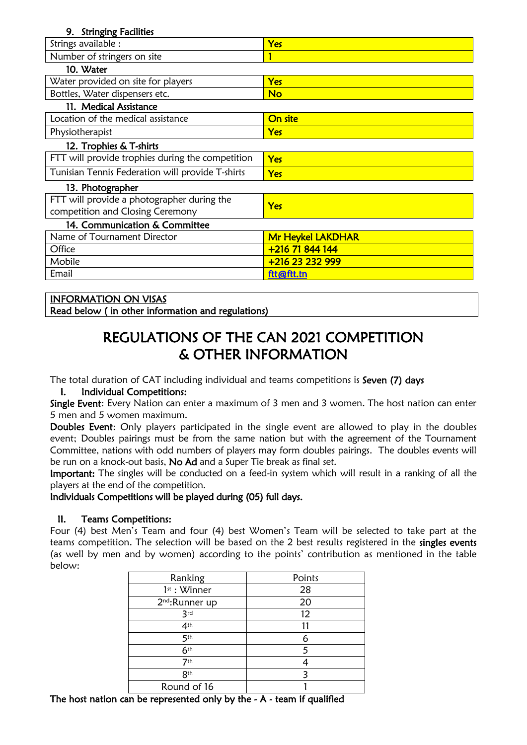### 9. Stringing Facilities

| | |
|---|---|
| Strings available : | Yes |
| Number of stringers on site | 1 |

### 10. Water

| | |
|---|---|
| Water provided on site for players | Yes |
| Bottles, Water dispensers etc. | No |

### 11. Medical Assistance

| | |
|---|---|
| Location of the medical assistance | On site |
| Physiotherapist | Yes |

### 12. Trophies & T-shirts

| | |
|---|---|
| FTT will provide trophies during the competition | Yes |
| Tunisian Tennis Federation will provide T-shirts | Yes |

### 13. Photographer

| | |
|---|---|
| FTT will provide a photographer during the competition and Closing Ceremony | Yes |

### 14. Communication & Committee

| | |
|---|---|
| Name of Tournament Director | Mr Heykel LAKDHAR |
| Office | +216 71 844 144 |
| Mobile | +216 23 232 999 |
| Email | ftt@ftt.tn |

INFORMATION ON VISAS
Read below ( in other information and regulations)

# REGULATIONS OF THE CAN 2021 COMPETITION & OTHER INFORMATION

The total duration of CAT including individual and teams competitions is **Seven (7) days**

## I. Individual Competitions:

**Single Event**: Every Nation can enter a maximum of 3 men and 3 women. The host nation can enter 5 men and 5 women maximum.

**Doubles Event**: Only players participated in the single event are allowed to play in the doubles event; Doubles pairings must be from the same nation but with the agreement of the Tournament Committee, nations with odd numbers of players may form doubles pairings. The doubles events will be run on a knock-out basis, **No Ad** and a Super Tie break as final set.

**Important:** The singles will be conducted on a feed-in system which will result in a ranking of all the players at the end of the competition.

**Individuals Competitions will be played during (05) full days.**

## II. Teams Competitions:

Four (4) best Men's Team and four (4) best Women's Team will be selected to take part at the teams competition. The selection will be based on the 2 best results registered in the **singles events** (as well by men and by women) according to the points' contribution as mentioned in the table below:

| Ranking | Points |
|---|---|
| 1st : Winner | 28 |
| 2nd:Runner up | 20 |
| 3rd | 12 |
| 4th | 11 |
| 5th | 6 |
| 6th | 5 |
| 7th | 4 |
| 8th | 3 |
| Round of 16 | 1 |

**The host nation can be represented only by the - A - team if qualified**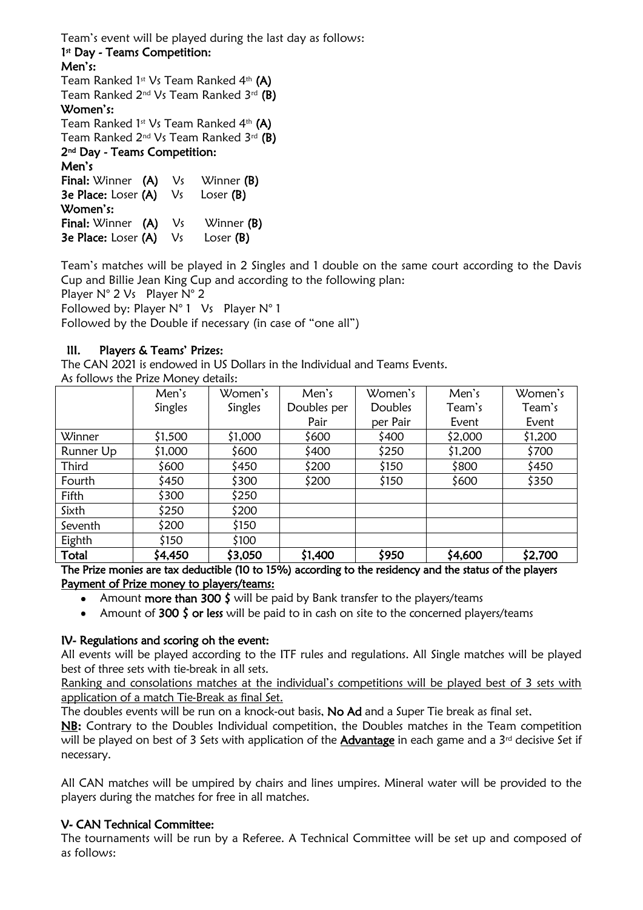Team's event will be played during the last day as follows:

**1st Day - Teams Competition:**

**Men's:**

Team Ranked 1st Vs Team Ranked 4th **(A)**

Team Ranked 2nd Vs Team Ranked 3rd **(B)**

**Women's:**

Team Ranked 1st Vs Team Ranked 4th **(A)**

Team Ranked 2nd Vs Team Ranked 3rd **(B)**

**2nd Day - Teams Competition:**

**Men's**

**Final:** Winner **(A)** Vs Winner **(B)**

**3e Place:** Loser **(A)** Vs Loser **(B)**

**Women's:**

**Final:** Winner **(A)** Vs Winner **(B)**

**3e Place:** Loser **(A)** Vs Loser **(B)**

Team's matches will be played in 2 Singles and 1 double on the same court according to the Davis Cup and Billie Jean King Cup and according to the following plan:

Player N° 2 Vs Player N° 2

Followed by: Player N° 1 Vs Player N° 1

Followed by the Double if necessary (in case of "one all")

## III. Players & Teams' Prizes:

The CAN 2021 is endowed in US Dollars in the Individual and Teams Events.

As follows the Prize Money details:

| | Men's Singles | Women's Singles | Men's Doubles per Pair | Women's Doubles per Pair | Men's Team's Event | Women's Team's Event |
|---|---|---|---|---|---|---|
| Winner | $1,500 | $1,000 | $600 | $400 | $2,000 | $1,200 |
| Runner Up | $1,000 | $600 | $400 | $250 | $1,200 | $700 |
| Third | $600 | $450 | $200 | $150 | $800 | $450 |
| Fourth | $450 | $300 | $200 | $150 | $600 | $350 |
| Fifth | $300 | $250 | | | | |
| Sixth | $250 | $200 | | | | |
| Seventh | $200 | $150 | | | | |
| Eighth | $150 | $100 | | | | |
| **Total** | **$4,450** | **$3,050** | **$1,400** | **$950** | **$4,600** | **$2,700** |

**The Prize monies are tax deductible (10 to 15%) according to the residency and the status of the players**

**Payment of Prize money to players/teams:**

- Amount **more than 300 $** will be paid by Bank transfer to the players/teams
- Amount of **300 $ or less** will be paid to in cash on site to the concerned players/teams

## IV- Regulations and scoring oh the event:

All events will be played according to the ITF rules and regulations. All Single matches will be played best of three sets with tie-break in all sets.

Ranking and consolations matches at the individual's competitions will be played best of 3 sets with application of a match Tie-Break as final Set.

The doubles events will be run on a knock-out basis, **No Ad** and a Super Tie break as final set.

**NB:** Contrary to the Doubles Individual competition, the Doubles matches in the Team competition will be played on best of 3 Sets with application of the **Advantage** in each game and a 3rd decisive Set if necessary.

All CAN matches will be umpired by chairs and lines umpires. Mineral water will be provided to the players during the matches for free in all matches.

## V- CAN Technical Committee:

The tournaments will be run by a Referee. A Technical Committee will be set up and composed of as follows: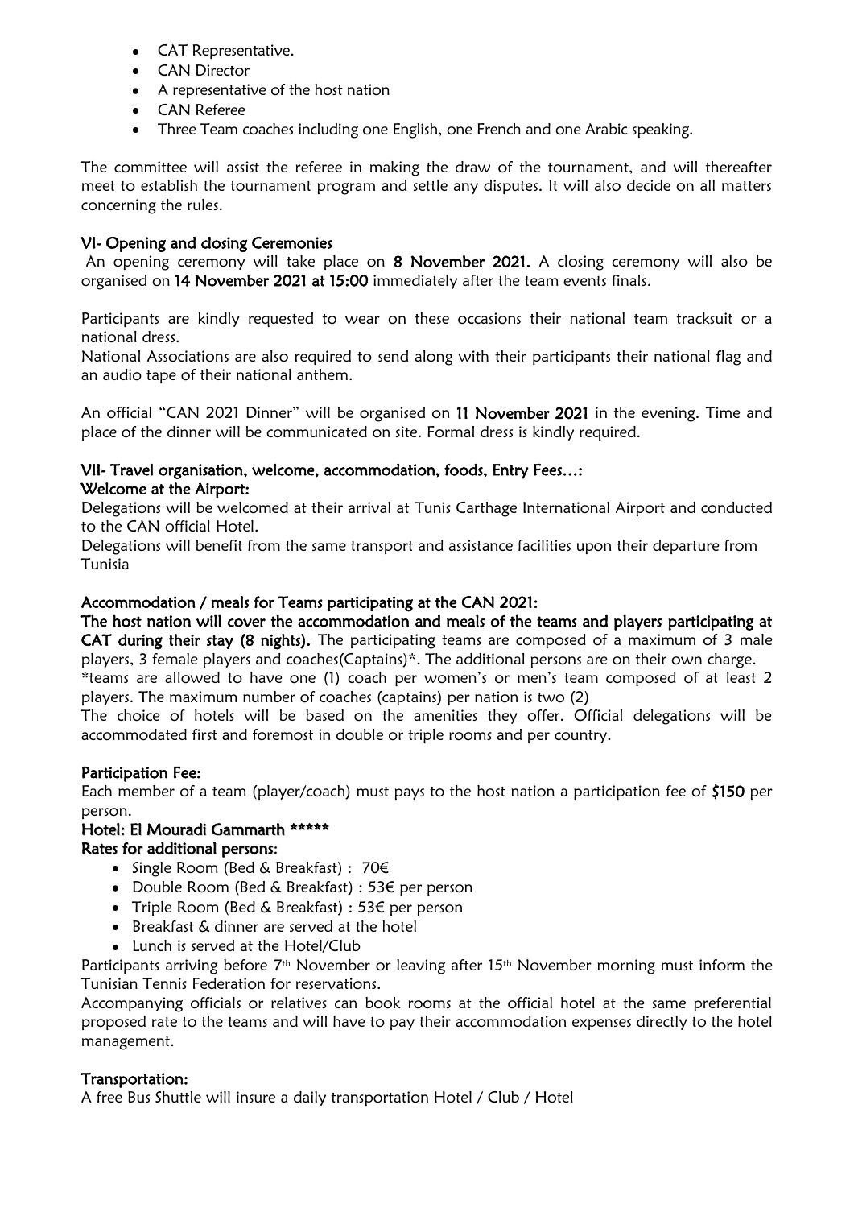- CAT Representative.
- CAN Director
- A representative of the host nation
- CAN Referee
- Three Team coaches including one English, one French and one Arabic speaking.

The committee will assist the referee in making the draw of the tournament, and will thereafter meet to establish the tournament program and settle any disputes. It will also decide on all matters concerning the rules.

## VI- Opening and closing Ceremonies

An opening ceremony will take place on **8 November 2021.** A closing ceremony will also be organised on **14 November 2021 at 15:00** immediately after the team events finals.

Participants are kindly requested to wear on these occasions their national team tracksuit or a national dress.
National Associations are also required to send along with their participants their national flag and an audio tape of their national anthem.

An official "CAN 2021 Dinner" will be organised on **11 November 2021** in the evening. Time and place of the dinner will be communicated on site. Formal dress is kindly required.

## VII- Travel organisation, welcome, accommodation, foods, Entry Fees…:

### Welcome at the Airport:

Delegations will be welcomed at their arrival at Tunis Carthage International Airport and conducted to the CAN official Hotel.
Delegations will benefit from the same transport and assistance facilities upon their departure from Tunisia

### Accommodation / meals for Teams participating at the CAN 2021:

**The host nation will cover the accommodation and meals of the teams and players participating at CAT during their stay (8 nights).** The participating teams are composed of a maximum of 3 male players, 3 female players and coaches(Captains)*. The additional persons are on their own charge.
*teams are allowed to have one (1) coach per women's or men's team composed of at least 2 players. The maximum number of coaches (captains) per nation is two (2)
The choice of hotels will be based on the amenities they offer. Official delegations will be accommodated first and foremost in double or triple rooms and per country.

### Participation Fee:

Each member of a team (player/coach) must pays to the host nation a participation fee of **$150** per person.

### Hotel: El Mouradi Gammarth *****

**Rates for additional persons**:

- Single Room (Bed & Breakfast) : 70€
- Double Room (Bed & Breakfast) : 53€ per person
- Triple Room (Bed & Breakfast) : 53€ per person
- Breakfast & dinner are served at the hotel
- Lunch is served at the Hotel/Club

Participants arriving before 7th November or leaving after 15th November morning must inform the Tunisian Tennis Federation for reservations.
Accompanying officials or relatives can book rooms at the official hotel at the same preferential proposed rate to the teams and will have to pay their accommodation expenses directly to the hotel management.

### Transportation:

A free Bus Shuttle will insure a daily transportation Hotel / Club / Hotel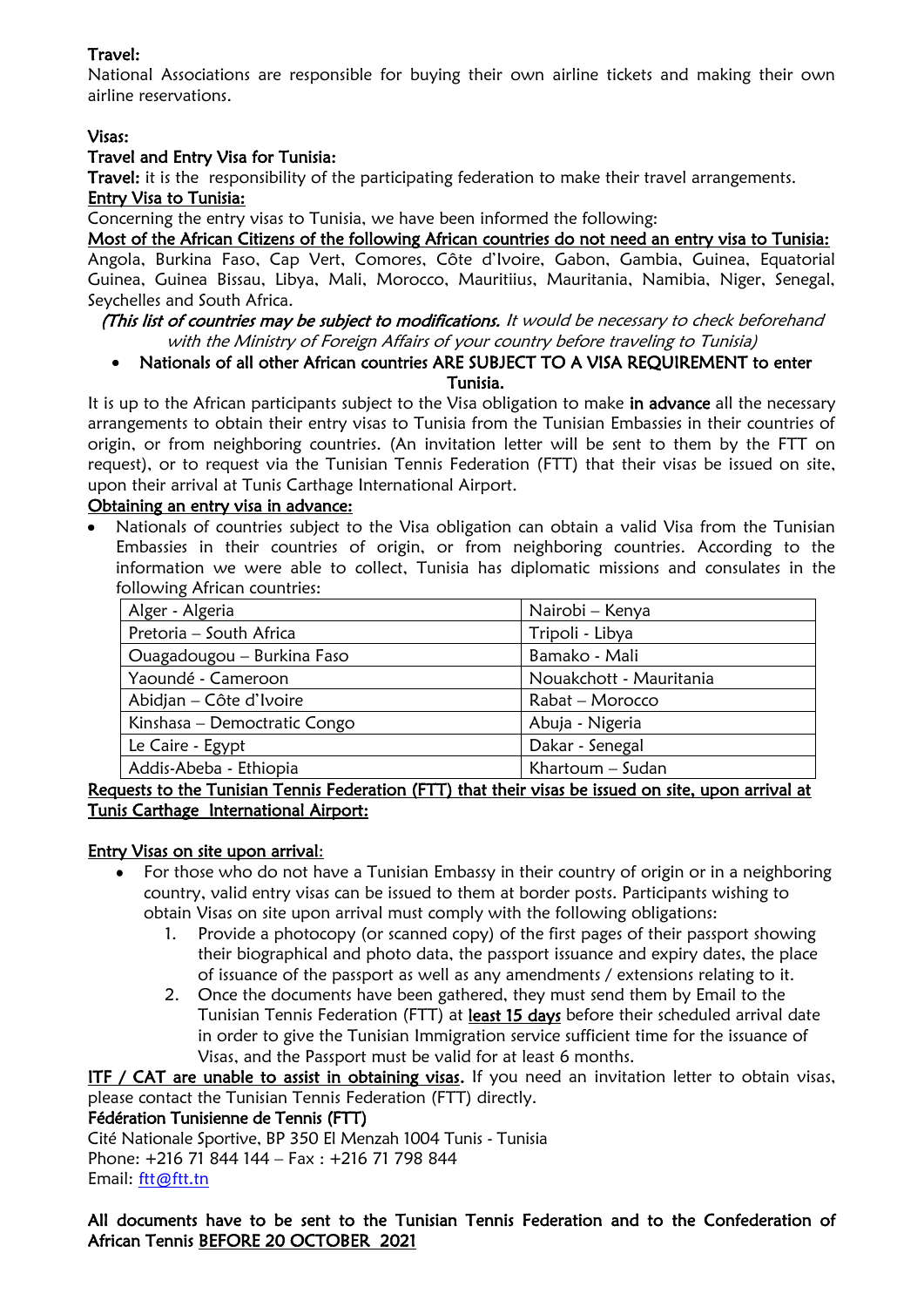**Travel:**

National Associations are responsible for buying their own airline tickets and making their own airline reservations.

**Visas:**

**Travel and Entry Visa for Tunisia:**

**Travel:** it is the responsibility of the participating federation to make their travel arrangements.

**Entry Visa to Tunisia:**

Concerning the entry visas to Tunisia, we have been informed the following:

**Most of the African Citizens of the following African countries do not need an entry visa to Tunisia:**

Angola, Burkina Faso, Cap Vert, Comores, Côte d'Ivoire, Gabon, Gambia, Guinea, Equatorial Guinea, Guinea Bissau, Libya, Mali, Morocco, Mauritiius, Mauritania, Namibia, Niger, Senegal, Seychelles and South Africa.

***(This list of countries may be subject to modifications.*** *It would be necessary to check beforehand with the Ministry of Foreign Affairs of your country before traveling to Tunisia)*

- **Nationals of all other African countries ARE SUBJECT TO A VISA REQUIREMENT to enter Tunisia.**

It is up to the African participants subject to the Visa obligation to make **in advance** all the necessary arrangements to obtain their entry visas to Tunisia from the Tunisian Embassies in their countries of origin, or from neighboring countries. (An invitation letter will be sent to them by the FTT on request), or to request via the Tunisian Tennis Federation (FTT) that their visas be issued on site, upon their arrival at Tunis Carthage International Airport.

**Obtaining an entry visa in advance:**

- Nationals of countries subject to the Visa obligation can obtain a valid Visa from the Tunisian Embassies in their countries of origin, or from neighboring countries. According to the information we were able to collect, Tunisia has diplomatic missions and consulates in the following African countries:

| | |
|---|---|
| Alger - Algeria | Nairobi – Kenya |
| Pretoria – South Africa | Tripoli - Libya |
| Ouagadougou – Burkina Faso | Bamako - Mali |
| Yaoundé - Cameroon | Nouakchott - Mauritania |
| Abidjan – Côte d'Ivoire | Rabat – Morocco |
| Kinshasa – Democtratic Congo | Abuja - Nigeria |
| Le Caire - Egypt | Dakar - Senegal |
| Addis-Abeba - Ethiopia | Khartoum – Sudan |

**Requests to the Tunisian Tennis Federation (FTT) that their visas be issued on site, upon arrival at Tunis Carthage International Airport:**

**Entry Visas on site upon arrival:**

- For those who do not have a Tunisian Embassy in their country of origin or in a neighboring country, valid entry visas can be issued to them at border posts. Participants wishing to obtain Visas on site upon arrival must comply with the following obligations:
  1. Provide a photocopy (or scanned copy) of the first pages of their passport showing their biographical and photo data, the passport issuance and expiry dates, the place of issuance of the passport as well as any amendments / extensions relating to it.
  2. Once the documents have been gathered, they must send them by Email to the Tunisian Tennis Federation (FTT) at least 15 days before their scheduled arrival date in order to give the Tunisian Immigration service sufficient time for the issuance of Visas, and the Passport must be valid for at least 6 months.

**ITF / CAT are unable to assist in obtaining visas.** If you need an invitation letter to obtain visas, please contact the Tunisian Tennis Federation (FTT) directly.

**Fédération Tunisienne de Tennis (FTT)**

Cité Nationale Sportive, BP 350 El Menzah 1004 Tunis - Tunisia

Phone: +216 71 844 144 – Fax : +216 71 798 844

Email: ftt@ftt.tn

**All documents have to be sent to the Tunisian Tennis Federation and to the Confederation of African Tennis BEFORE 20 OCTOBER 2021**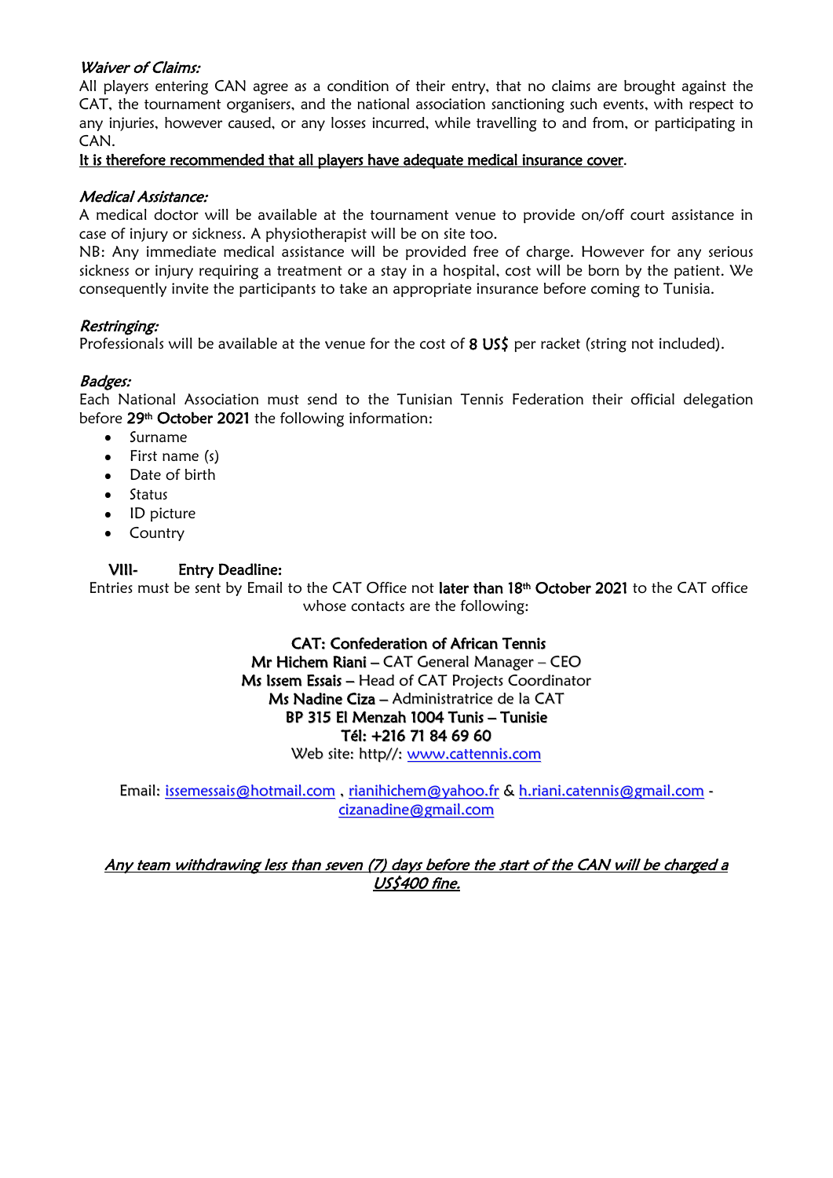*Waiver of Claims:*

All players entering CAN agree as a condition of their entry, that no claims are brought against the CAT, the tournament organisers, and the national association sanctioning such events, with respect to any injuries, however caused, or any losses incurred, while travelling to and from, or participating in CAN.

**It is therefore recommended that all players have adequate medical insurance cover**.

*Medical Assistance:*

A medical doctor will be available at the tournament venue to provide on/off court assistance in case of injury or sickness. A physiotherapist will be on site too.

NB: Any immediate medical assistance will be provided free of charge. However for any serious sickness or injury requiring a treatment or a stay in a hospital, cost will be born by the patient. We consequently invite the participants to take an appropriate insurance before coming to Tunisia.

*Restringing:*

Professionals will be available at the venue for the cost of **8 US$** per racket (string not included).

*Badges:*

Each National Association must send to the Tunisian Tennis Federation their official delegation before **29th October 2021** the following information:

- Surname
- First name (s)
- Date of birth
- Status
- ID picture
- Country

## VIII- Entry Deadline:

Entries must be sent by Email to the CAT Office not **later than 18th October 2021** to the CAT office whose contacts are the following:

**CAT: Confederation of African Tennis**
**Mr Hichem Riani** – CAT General Manager – CEO
**Ms Issem Essais** – Head of CAT Projects Coordinator
**Ms Nadine Ciza** – Administratrice de la CAT
**BP 315 El Menzah 1004 Tunis – Tunisie**
**Tél: +216 71 84 69 60**
Web site: http//: www.cattennis.com

Email: issemessais@hotmail.com , rianihichem@yahoo.fr & h.riani.catennis@gmail.com - cizanadine@gmail.com

***Any team withdrawing less than seven (7) days before the start of the CAN will be charged a US$400 fine.***